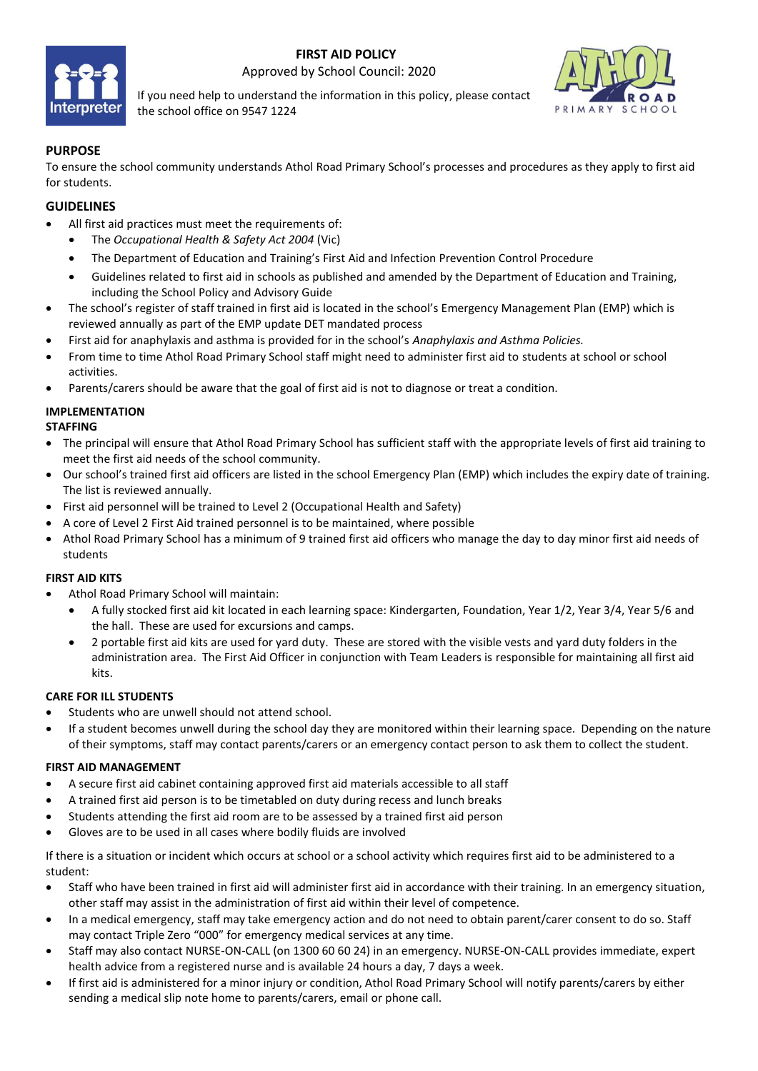# FIRST AID POLICY

Approved by School Council: 2020

If you need help to understand the information in this policy, please contact the school office on 9547 1224

## PURPOSE

To ensure the school community understands Athol Road Primary School's processes and procedures as they apply to first aid for students.

## GUIDELINES

- All first aid practices must meet the requirements of:
  - The *Occupational Health & Safety Act 2004* (Vic)
  - The Department of Education and Training's First Aid and Infection Prevention Control Procedure
  - Guidelines related to first aid in schools as published and amended by the Department of Education and Training, including the School Policy and Advisory Guide
- The school's register of staff trained in first aid is located in the school's Emergency Management Plan (EMP) which is reviewed annually as part of the EMP update DET mandated process
- First aid for anaphylaxis and asthma is provided for in the school's *Anaphylaxis and Asthma Policies.*
- From time to time Athol Road Primary School staff might need to administer first aid to students at school or school activities.
- Parents/carers should be aware that the goal of first aid is not to diagnose or treat a condition.

## IMPLEMENTATION

### STAFFING

- The principal will ensure that Athol Road Primary School has sufficient staff with the appropriate levels of first aid training to meet the first aid needs of the school community.
- Our school's trained first aid officers are listed in the school Emergency Plan (EMP) which includes the expiry date of training. The list is reviewed annually.
- First aid personnel will be trained to Level 2 (Occupational Health and Safety)
- A core of Level 2 First Aid trained personnel is to be maintained, where possible
- Athol Road Primary School has a minimum of 9 trained first aid officers who manage the day to day minor first aid needs of students

### FIRST AID KITS

- Athol Road Primary School will maintain:
  - A fully stocked first aid kit located in each learning space: Kindergarten, Foundation, Year 1/2, Year 3/4, Year 5/6 and the hall. These are used for excursions and camps.
  - 2 portable first aid kits are used for yard duty. These are stored with the visible vests and yard duty folders in the administration area. The First Aid Officer in conjunction with Team Leaders is responsible for maintaining all first aid kits.

### CARE FOR ILL STUDENTS

- Students who are unwell should not attend school.
- If a student becomes unwell during the school day they are monitored within their learning space. Depending on the nature of their symptoms, staff may contact parents/carers or an emergency contact person to ask them to collect the student.

### FIRST AID MANAGEMENT

- A secure first aid cabinet containing approved first aid materials accessible to all staff
- A trained first aid person is to be timetabled on duty during recess and lunch breaks
- Students attending the first aid room are to be assessed by a trained first aid person
- Gloves are to be used in all cases where bodily fluids are involved

If there is a situation or incident which occurs at school or a school activity which requires first aid to be administered to a student:

- Staff who have been trained in first aid will administer first aid in accordance with their training. In an emergency situation, other staff may assist in the administration of first aid within their level of competence.
- In a medical emergency, staff may take emergency action and do not need to obtain parent/carer consent to do so. Staff may contact Triple Zero "000" for emergency medical services at any time.
- Staff may also contact NURSE-ON-CALL (on 1300 60 60 24) in an emergency. NURSE-ON-CALL provides immediate, expert health advice from a registered nurse and is available 24 hours a day, 7 days a week.
- If first aid is administered for a minor injury or condition, Athol Road Primary School will notify parents/carers by either sending a medical slip note home to parents/carers, email or phone call.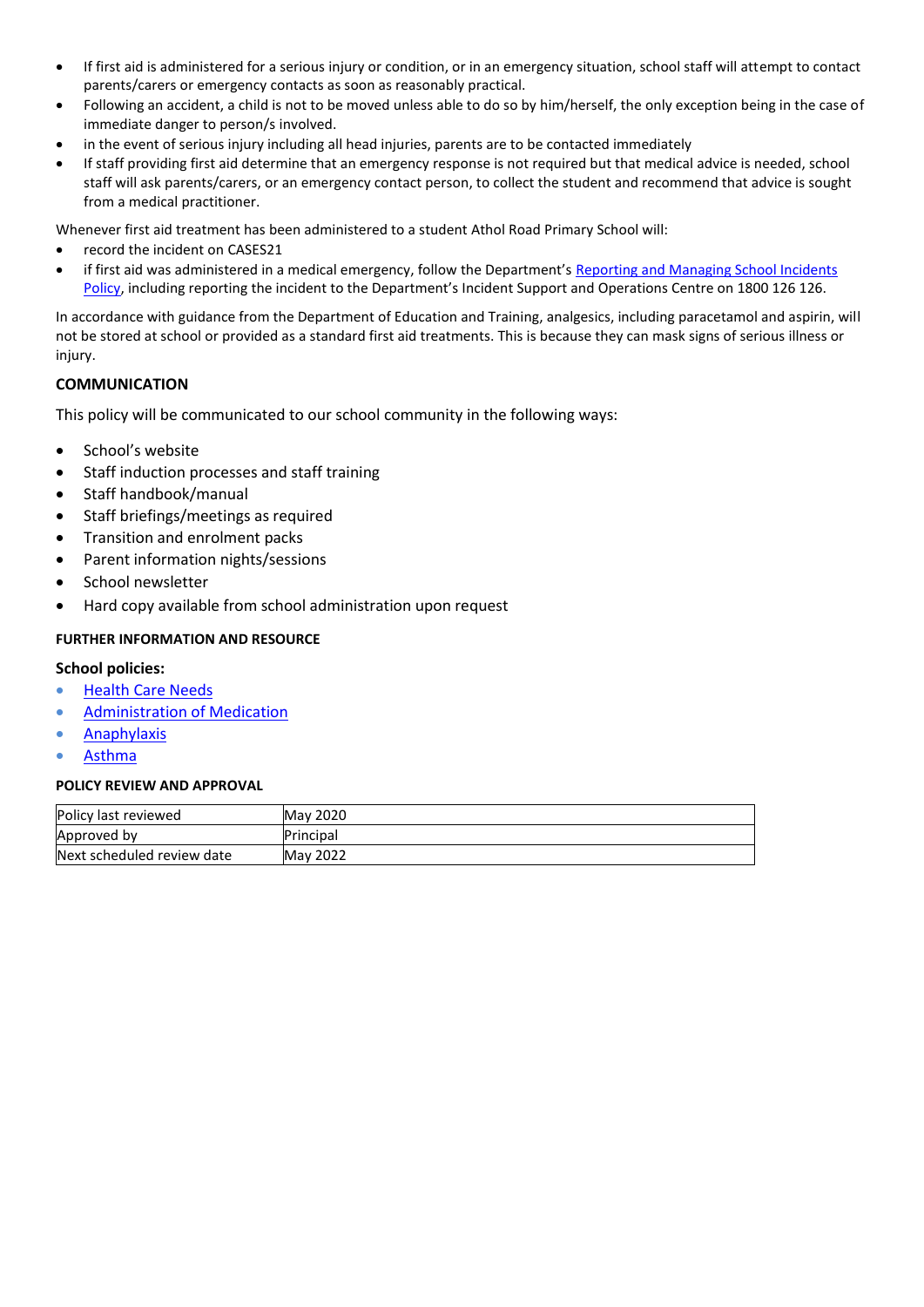- If first aid is administered for a serious injury or condition, or in an emergency situation, school staff will attempt to contact parents/carers or emergency contacts as soon as reasonably practical.
- Following an accident, a child is not to be moved unless able to do so by him/herself, the only exception being in the case of immediate danger to person/s involved.
- in the event of serious injury including all head injuries, parents are to be contacted immediately
- If staff providing first aid determine that an emergency response is not required but that medical advice is needed, school staff will ask parents/carers, or an emergency contact person, to collect the student and recommend that advice is sought from a medical practitioner.

Whenever first aid treatment has been administered to a student Athol Road Primary School will:

- record the incident on CASES21
- if first aid was administered in a medical emergency, follow the Department's [Reporting and Managing School Incidents Policy](), including reporting the incident to the Department's Incident Support and Operations Centre on 1800 126 126.

In accordance with guidance from the Department of Education and Training, analgesics, including paracetamol and aspirin, will not be stored at school or provided as a standard first aid treatments. This is because they can mask signs of serious illness or injury.

## COMMUNICATION

This policy will be communicated to our school community in the following ways:

- School's website
- Staff induction processes and staff training
- Staff handbook/manual
- Staff briefings/meetings as required
- Transition and enrolment packs
- Parent information nights/sessions
- School newsletter
- Hard copy available from school administration upon request

## FURTHER INFORMATION AND RESOURCE

**School policies:**

- [Health Care Needs]()
- [Administration of Medication]()
- [Anaphylaxis]()
- [Asthma]()

## POLICY REVIEW AND APPROVAL

| | |
|---|---|
| Policy last reviewed | May 2020 |
| Approved by | Principal |
| Next scheduled review date | May 2022 |